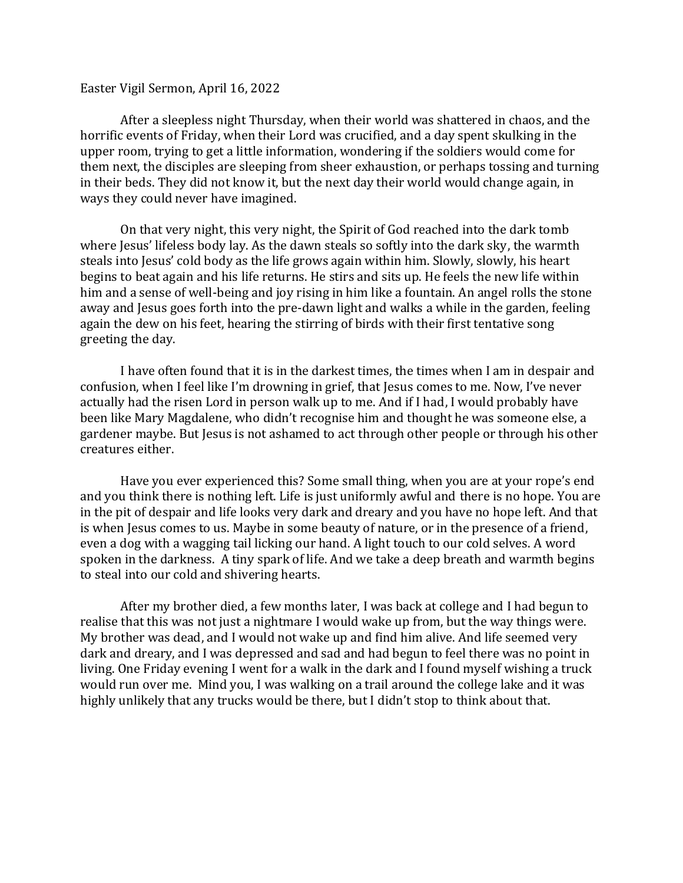Easter Vigil Sermon, April 16, 2022

After a sleepless night Thursday, when their world was shattered in chaos, and the horrific events of Friday, when their Lord was crucified, and a day spent skulking in the upper room, trying to get a little information, wondering if the soldiers would come for them next, the disciples are sleeping from sheer exhaustion, or perhaps tossing and turning in their beds. They did not know it, but the next day their world would change again, in ways they could never have imagined.

On that very night, this very night, the Spirit of God reached into the dark tomb where Jesus' lifeless body lay. As the dawn steals so softly into the dark sky, the warmth steals into Jesus' cold body as the life grows again within him. Slowly, slowly, his heart begins to beat again and his life returns. He stirs and sits up. He feels the new life within him and a sense of well-being and joy rising in him like a fountain. An angel rolls the stone away and Jesus goes forth into the pre-dawn light and walks a while in the garden, feeling again the dew on his feet, hearing the stirring of birds with their first tentative song greeting the day.

I have often found that it is in the darkest times, the times when I am in despair and confusion, when I feel like I'm drowning in grief, that Jesus comes to me. Now, I've never actually had the risen Lord in person walk up to me. And if I had, I would probably have been like Mary Magdalene, who didn't recognise him and thought he was someone else, a gardener maybe. But Jesus is not ashamed to act through other people or through his other creatures either.

Have you ever experienced this? Some small thing, when you are at your rope's end and you think there is nothing left. Life is just uniformly awful and there is no hope. You are in the pit of despair and life looks very dark and dreary and you have no hope left. And that is when Jesus comes to us. Maybe in some beauty of nature, or in the presence of a friend, even a dog with a wagging tail licking our hand. A light touch to our cold selves. A word spoken in the darkness. A tiny spark of life. And we take a deep breath and warmth begins to steal into our cold and shivering hearts.

After my brother died, a few months later, I was back at college and I had begun to realise that this was not just a nightmare I would wake up from, but the way things were. My brother was dead, and I would not wake up and find him alive. And life seemed very dark and dreary, and I was depressed and sad and had begun to feel there was no point in living. One Friday evening I went for a walk in the dark and I found myself wishing a truck would run over me. Mind you, I was walking on a trail around the college lake and it was highly unlikely that any trucks would be there, but I didn't stop to think about that.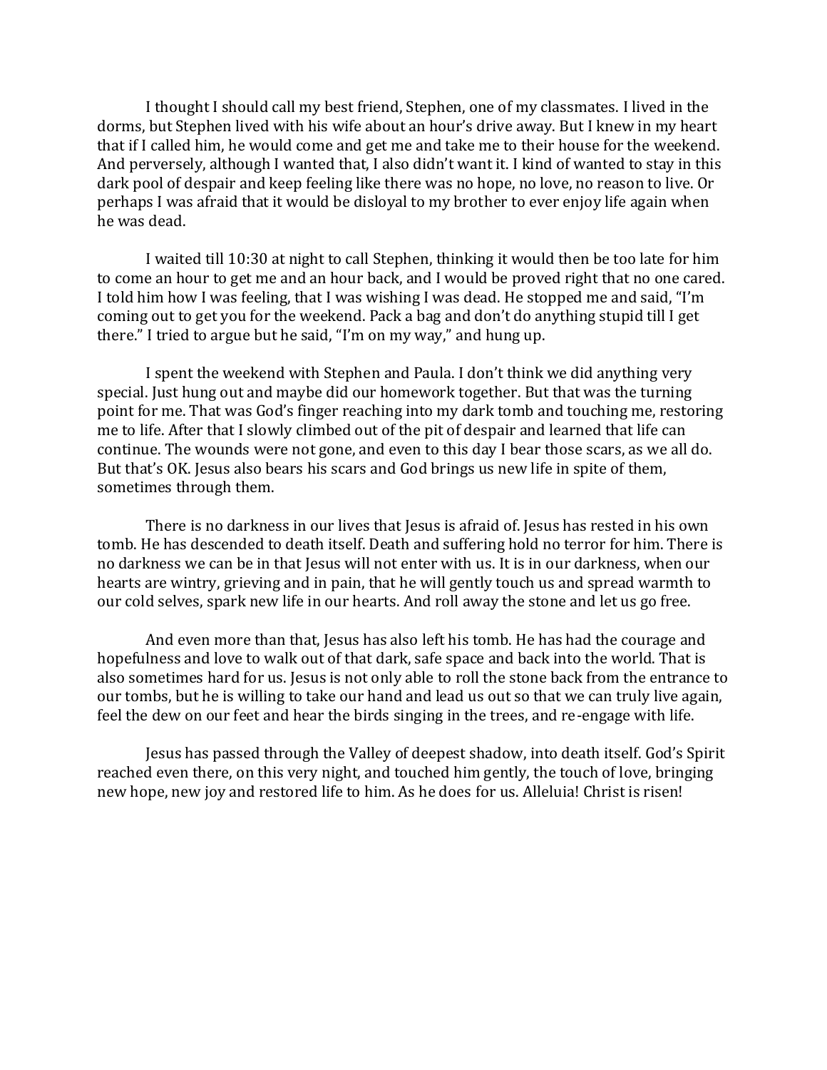I thought I should call my best friend, Stephen, one of my classmates. I lived in the dorms, but Stephen lived with his wife about an hour's drive away. But I knew in my heart that if I called him, he would come and get me and take me to their house for the weekend. And perversely, although I wanted that, I also didn't want it. I kind of wanted to stay in this dark pool of despair and keep feeling like there was no hope, no love, no reason to live. Or perhaps I was afraid that it would be disloyal to my brother to ever enjoy life again when he was dead.

I waited till 10:30 at night to call Stephen, thinking it would then be too late for him to come an hour to get me and an hour back, and I would be proved right that no one cared. I told him how I was feeling, that I was wishing I was dead. He stopped me and said, "I'm coming out to get you for the weekend. Pack a bag and don't do anything stupid till I get there." I tried to argue but he said, "I'm on my way," and hung up.

I spent the weekend with Stephen and Paula. I don't think we did anything very special. Just hung out and maybe did our homework together. But that was the turning point for me. That was God's finger reaching into my dark tomb and touching me, restoring me to life. After that I slowly climbed out of the pit of despair and learned that life can continue. The wounds were not gone, and even to this day I bear those scars, as we all do. But that's OK. Jesus also bears his scars and God brings us new life in spite of them, sometimes through them.

There is no darkness in our lives that Jesus is afraid of. Jesus has rested in his own tomb. He has descended to death itself. Death and suffering hold no terror for him. There is no darkness we can be in that Jesus will not enter with us. It is in our darkness, when our hearts are wintry, grieving and in pain, that he will gently touch us and spread warmth to our cold selves, spark new life in our hearts. And roll away the stone and let us go free.

And even more than that, Jesus has also left his tomb. He has had the courage and hopefulness and love to walk out of that dark, safe space and back into the world. That is also sometimes hard for us. Jesus is not only able to roll the stone back from the entrance to our tombs, but he is willing to take our hand and lead us out so that we can truly live again, feel the dew on our feet and hear the birds singing in the trees, and re-engage with life.

Jesus has passed through the Valley of deepest shadow, into death itself. God's Spirit reached even there, on this very night, and touched him gently, the touch of love, bringing new hope, new joy and restored life to him. As he does for us. Alleluia! Christ is risen!